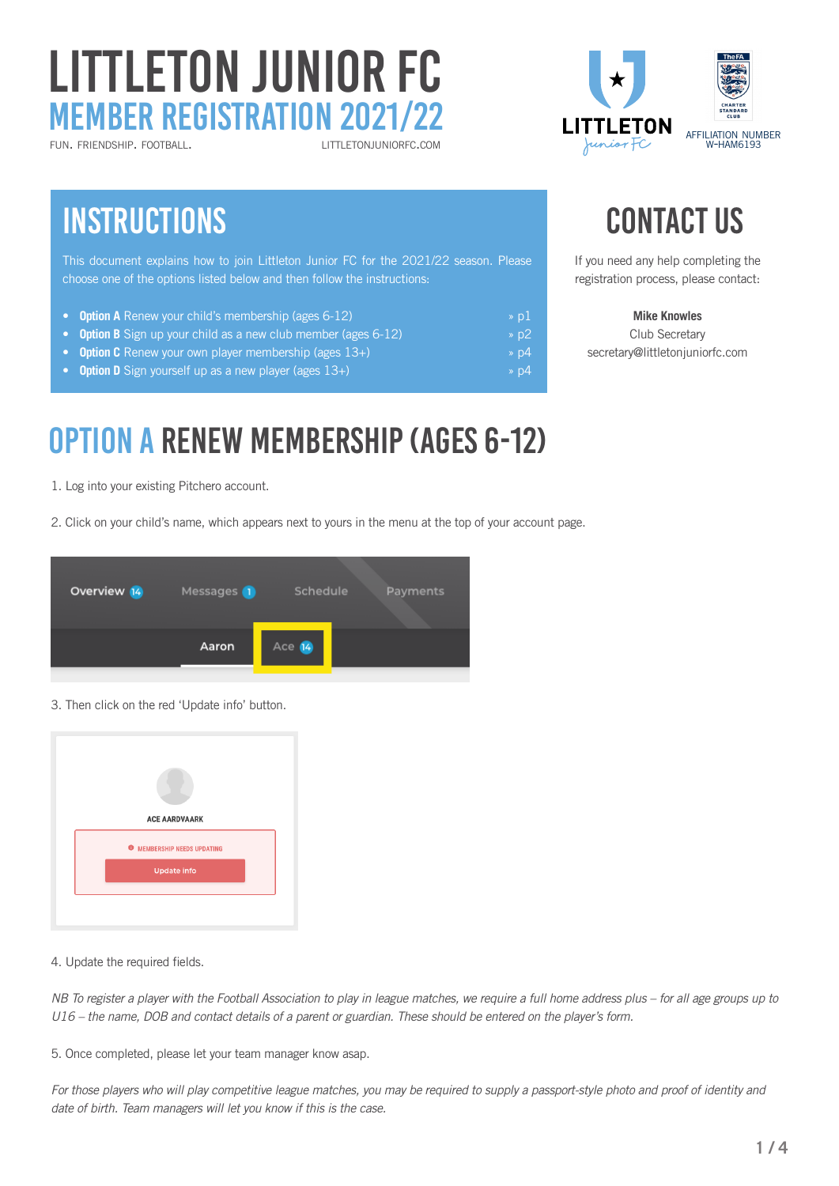# LITTLETON JUNIOR FC

## MEMBER REGISTRATION 2021/22

FUN. FRIENDSHIP. FOOTBALL.　　LITTLETONJUNIORFC.COM

AFFILIATION NUMBER W-HAM6193

## INSTRUCTIONS

This document explains how to join Littleton Junior FC for the 2021/22 season. Please choose one of the options listed below and then follow the instructions:

- **Option A** Renew your child's membership (ages 6-12) » p1
- **Option B** Sign up your child as a new club member (ages 6-12) » p2
- **Option C** Renew your own player membership (ages 13+) » p4
- **Option D** Sign yourself up as a new player (ages 13+) » p4

## CONTACT US

If you need any help completing the registration process, please contact:

**Mike Knowles**
Club Secretary
secretary@littletonjuniorfc.com

## OPTION A RENEW MEMBERSHIP (AGES 6-12)

1. Log into your existing Pitchero account.

2. Click on your child's name, which appears next to yours in the menu at the top of your account page.

3. Then click on the red 'Update info' button.

4. Update the required fields.

*NB To register a player with the Football Association to play in league matches, we require a full home address plus – for all age groups up to U16 – the name, DOB and contact details of a parent or guardian. These should be entered on the player's form.*

5. Once completed, please let your team manager know asap.

*For those players who will play competitive league matches, you may be required to supply a passport-style photo and proof of identity and date of birth. Team managers will let you know if this is the case.*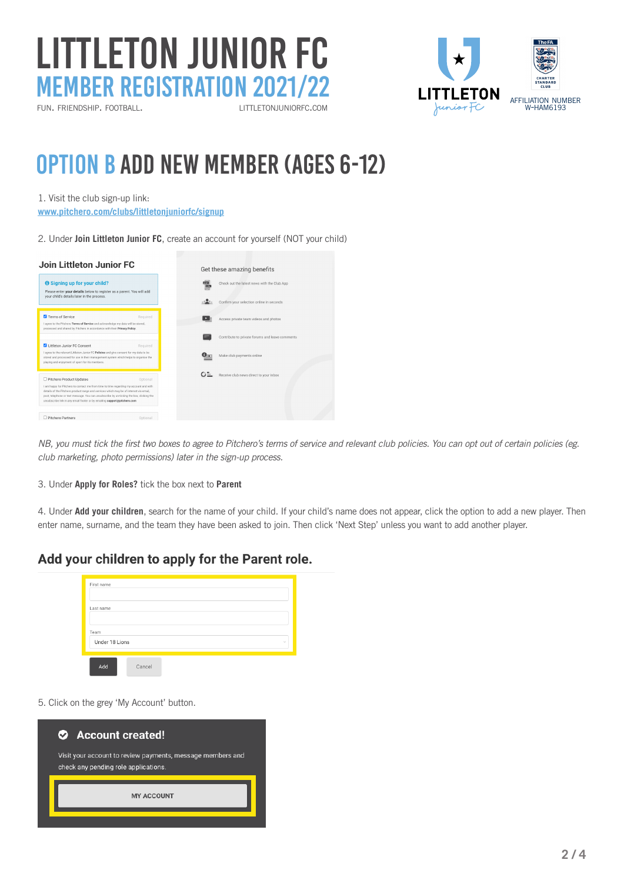# LITTLETON JUNIOR FC

## MEMBER REGISTRATION 2021/22

FUN. FRIENDSHIP. FOOTBALL. LITTLETONJUNIORFC.COM

AFFILIATION NUMBER W-HAM6193

# OPTION B ADD NEW MEMBER (AGES 6-12)

1. Visit the club sign-up link:
[www.pitchero.com/clubs/littletonjuniorfc/signup](www.pitchero.com/clubs/littletonjuniorfc/signup)

2. Under **Join Littleton Junior FC**, create an account for yourself (NOT your child)

Join Littleton Junior FC

Signing up for your child?
Please enter **your details** below to register as a parent. You will add your child's details later in the process.

☑ Terms of Service — Required
I agree to the Pitchero **Terms of Service** and acknowledge my data will be stored, processed and shared by Pitchero in accordance with their **Privacy Policy**

☑ Littleton Junior FC Consent — Required
I agree to the relevant Littleton Junior FC **Policies** and give consent for my data to be stored and processed for use in their management system which helps to organise the playing and enjoyment of sport for its members.

☐ Pitchero Product Updates — Optional
I am happy for Pitchero to contact me from time to time regarding my account and with details of the Pitchero product range and services which may be of interest via email, post, telephone or text message. You can unsubscribe by unticking the box, clicking the unsubscribe link in any email footer or by emailing support@pitchero.com

☐ Pitchero Partners — Optional

Get these amazing benefits
- Check out the latest news with the Club App
- Confirm your selection online in seconds
- Access private team videos and photos
- Contribute to private forums and leave comments
- Make club payments online
- Receive club news direct to your inbox

*NB, you must tick the first two boxes to agree to Pitchero's terms of service and relevant club policies. You can opt out of certain policies (eg. club marketing, photo permissions) later in the sign-up process.*

3. Under **Apply for Roles?** tick the box next to **Parent**

4. Under **Add your children**, search for the name of your child. If your child's name does not appear, click the option to add a new player. Then enter name, surname, and the team they have been asked to join. Then click 'Next Step' unless you want to add another player.

### Add your children to apply for the Parent role.

First name

Last name

Team
Under 18 Lions

Add | Cancel

5. Click on the grey 'My Account' button.

**Account created!**

Visit your account to review payments, message members and check any pending role applications.

MY ACCOUNT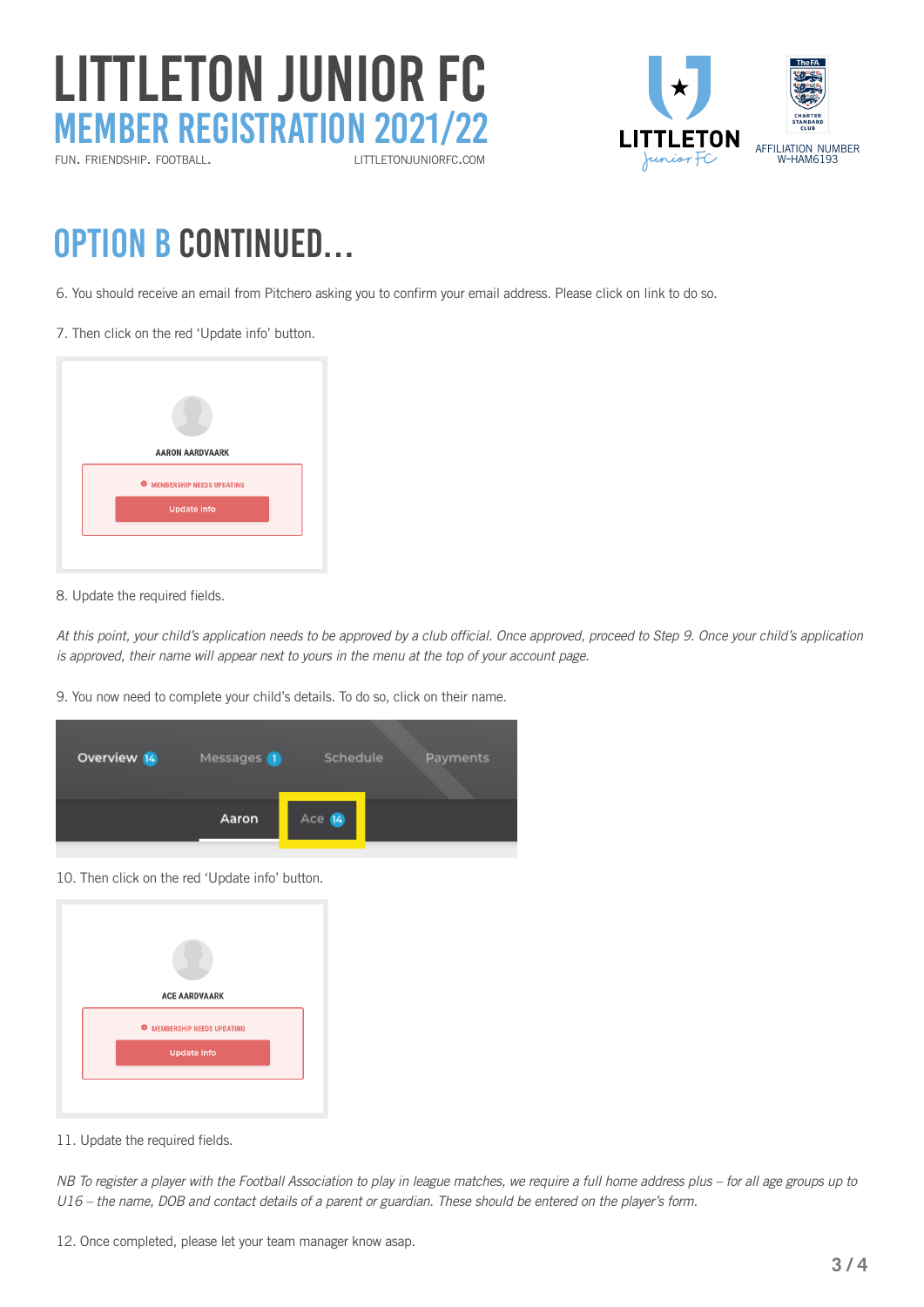# LITTLETON JUNIOR FC

## MEMBER REGISTRATION 2021/22

FUN. FRIENDSHIP. FOOTBALL. LITTLETONJUNIORFC.COM

AFFILIATION NUMBER W-HAM6193

## OPTION B CONTINUED...

6. You should receive an email from Pitchero asking you to confirm your email address. Please click on link to do so.

7. Then click on the red 'Update info' button.

AARON AARDVAARK

MEMBERSHIP NEEDS UPDATING

Update info

8. Update the required fields.

*At this point, your child's application needs to be approved by a club official. Once approved, proceed to Step 9. Once your child's application is approved, their name will appear next to yours in the menu at the top of your account page.*

9. You now need to complete your child's details. To do so, click on their name.

Overview 14 Messages 1 Schedule Payments

Aaron Ace 14

10. Then click on the red 'Update info' button.

ACE AARDVAARK

MEMBERSHIP NEEDS UPDATING

Update info

11. Update the required fields.

*NB To register a player with the Football Association to play in league matches, we require a full home address plus – for all age groups up to U16 – the name, DOB and contact details of a parent or guardian. These should be entered on the player's form.*

12. Once completed, please let your team manager know asap.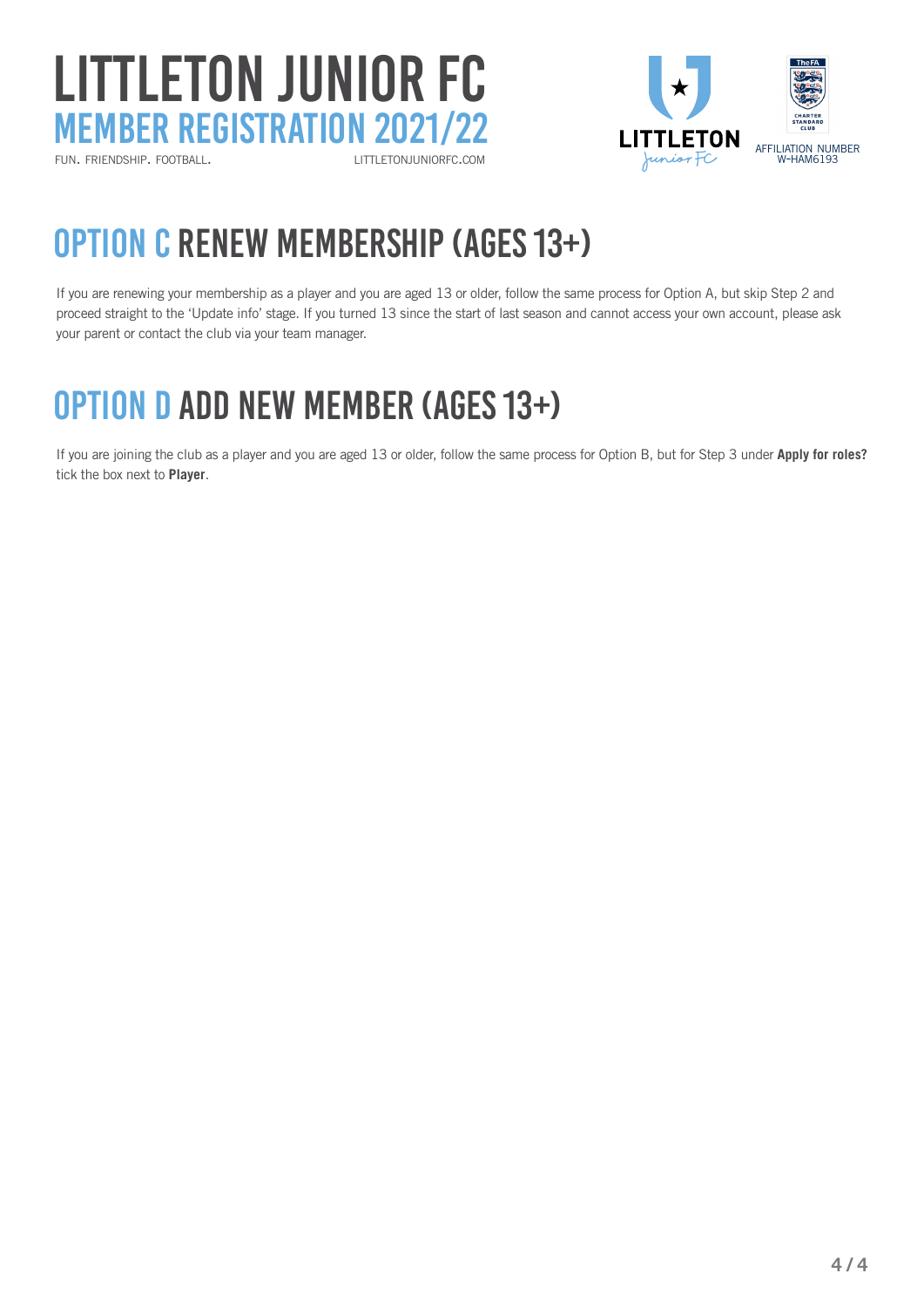# OPTION C RENEW MEMBERSHIP (AGES 13+)

If you are renewing your membership as a player and you are aged 13 or older, follow the same process for Option A, but skip Step 2 and proceed straight to the 'Update info' stage. If you turned 13 since the start of last season and cannot access your own account, please ask your parent or contact the club via your team manager.

# OPTION D ADD NEW MEMBER (AGES 13+)

If you are joining the club as a player and you are aged 13 or older, follow the same process for Option B, but for Step 3 under **Apply for roles?** tick the box next to **Player**.